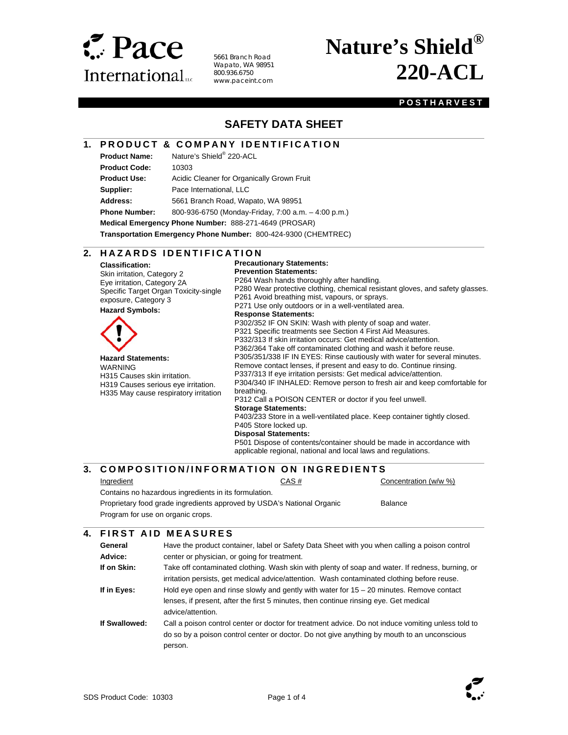# Pace International LLC

5661 Branch Road
Wapato, WA 98951
800.936.6750
www.paceint.com

# Nature's Shield® 220-ACL

**POSTHARVEST**

## SAFETY DATA SHEET

## 1. PRODUCT & COMPANY IDENTIFICATION

**Product Name:** Nature's Shield® 220-ACL

**Product Code:** 10303

**Product Use:** Acidic Cleaner for Organically Grown Fruit

**Supplier:** Pace International, LLC

**Address:** 5661 Branch Road, Wapato, WA 98951

**Phone Number:** 800-936-6750 (Monday-Friday, 7:00 a.m. – 4:00 p.m.)

**Medical Emergency Phone Number:** 888-271-4649 (PROSAR)

**Transportation Emergency Phone Number:** 800-424-9300 (CHEMTREC)

## 2. HAZARDS IDENTIFICATION

**Classification:**
Skin irritation, Category 2
Eye irritation, Category 2A
Specific Target Organ Toxicity-single exposure, Category 3

**Hazard Symbols:**

**Hazard Statements:**
WARNING
H315 Causes skin irritation.
H319 Causes serious eye irritation.
H335 May cause respiratory irritation

**Precautionary Statements:**

**Prevention Statements:**
P264 Wash hands thoroughly after handling.
P280 Wear protective clothing, chemical resistant gloves, and safety glasses.
P261 Avoid breathing mist, vapours, or sprays.
P271 Use only outdoors or in a well-ventilated area.

**Response Statements:**
P302/352 IF ON SKIN: Wash with plenty of soap and water.
P321 Specific treatments see Section 4 First Aid Measures.
P332/313 If skin irritation occurs: Get medical advice/attention.
P362/364 Take off contaminated clothing and wash it before reuse.
P305/351/338 IF IN EYES: Rinse cautiously with water for several minutes. Remove contact lenses, if present and easy to do. Continue rinsing.
P337/313 If eye irritation persists: Get medical advice/attention.
P304/340 IF INHALED: Remove person to fresh air and keep comfortable for breathing.
P312 Call a POISON CENTER or doctor if you feel unwell.

**Storage Statements:**
P403/233 Store in a well-ventilated place. Keep container tightly closed.
P405 Store locked up.

**Disposal Statements:**
P501 Dispose of contents/container should be made in accordance with applicable regional, national and local laws and regulations.

## 3. COMPOSITION/INFORMATION ON INGREDIENTS

| Ingredient | CAS # | Concentration (w/w %) |
|---|---|---|
| Contains no hazardous ingredients in its formulation. | | |
| Proprietary food grade ingredients approved by USDA's National Organic Program for use on organic crops. | | Balance |

## 4. FIRST AID MEASURES

**General Advice:** Have the product container, label or Safety Data Sheet with you when calling a poison control center or physician, or going for treatment.

**If on Skin:** Take off contaminated clothing. Wash skin with plenty of soap and water. If redness, burning, or irritation persists, get medical advice/attention. Wash contaminated clothing before reuse.

**If in Eyes:** Hold eye open and rinse slowly and gently with water for 15 – 20 minutes. Remove contact lenses, if present, after the first 5 minutes, then continue rinsing eye. Get medical advice/attention.

**If Swallowed:** Call a poison control center or doctor for treatment advice. Do not induce vomiting unless told to do so by a poison control center or doctor. Do not give anything by mouth to an unconscious person.

SDS Product Code: 10303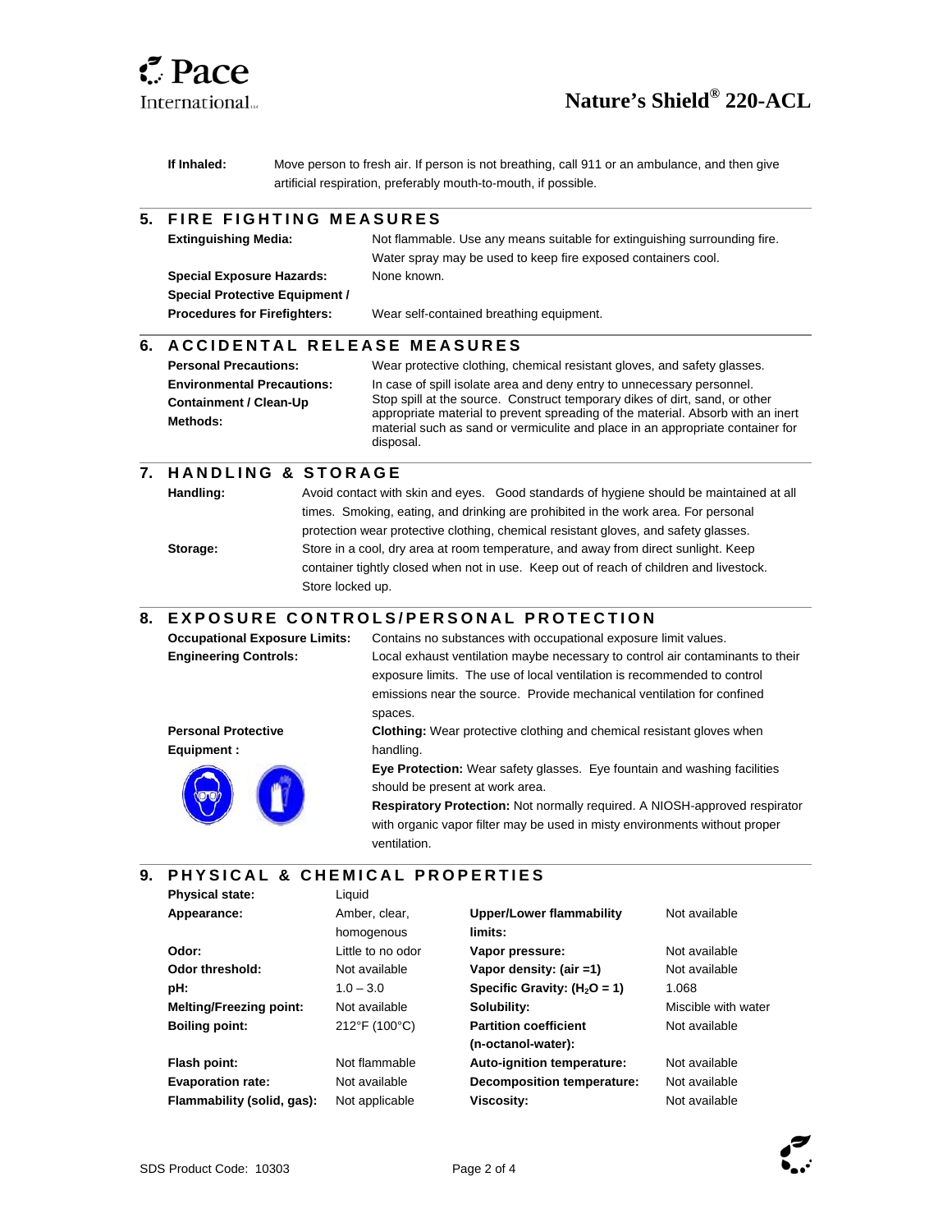**If Inhaled:** Move person to fresh air. If person is not breathing, call 911 or an ambulance, and then give artificial respiration, preferably mouth-to-mouth, if possible.

## 5. FIRE FIGHTING MEASURES

**Extinguishing Media:** Not flammable. Use any means suitable for extinguishing surrounding fire. Water spray may be used to keep fire exposed containers cool.

**Special Exposure Hazards:** None known.

**Special Protective Equipment / Procedures for Firefighters:** Wear self-contained breathing equipment.

## 6. ACCIDENTAL RELEASE MEASURES

**Personal Precautions:** Wear protective clothing, chemical resistant gloves, and safety glasses.

**Environmental Precautions: Containment / Clean-Up Methods:** In case of spill isolate area and deny entry to unnecessary personnel. Stop spill at the source. Construct temporary dikes of dirt, sand, or other appropriate material to prevent spreading of the material. Absorb with an inert material such as sand or vermiculite and place in an appropriate container for disposal.

## 7. HANDLING & STORAGE

**Handling:** Avoid contact with skin and eyes. Good standards of hygiene should be maintained at all times. Smoking, eating, and drinking are prohibited in the work area. For personal protection wear protective clothing, chemical resistant gloves, and safety glasses.

**Storage:** Store in a cool, dry area at room temperature, and away from direct sunlight. Keep container tightly closed when not in use. Keep out of reach of children and livestock. Store locked up.

## 8. EXPOSURE CONTROLS/PERSONAL PROTECTION

**Occupational Exposure Limits:** Contains no substances with occupational exposure limit values.

**Engineering Controls:** Local exhaust ventilation maybe necessary to control air contaminants to their exposure limits. The use of local ventilation is recommended to control emissions near the source. Provide mechanical ventilation for confined spaces.

**Personal Protective Equipment :**

**Clothing:** Wear protective clothing and chemical resistant gloves when handling.

**Eye Protection:** Wear safety glasses. Eye fountain and washing facilities should be present at work area.

**Respiratory Protection:** Not normally required. A NIOSH-approved respirator with organic vapor filter may be used in misty environments without proper ventilation.

## 9. PHYSICAL & CHEMICAL PROPERTIES

| | | | |
|---|---|---|---|
| **Physical state:** | Liquid | | |
| **Appearance:** | Amber, clear, homogenous | **Upper/Lower flammability limits:** | Not available |
| **Odor:** | Little to no odor | **Vapor pressure:** | Not available |
| **Odor threshold:** | Not available | **Vapor density: (air =1)** | Not available |
| **pH:** | 1.0 – 3.0 | **Specific Gravity: ($H_2O$ = 1)** | 1.068 |
| **Melting/Freezing point:** | Not available | **Solubility:** | Miscible with water |
| **Boiling point:** | 212°F (100°C) | **Partition coefficient (n-octanol-water):** | Not available |
| **Flash point:** | Not flammable | **Auto-ignition temperature:** | Not available |
| **Evaporation rate:** | Not available | **Decomposition temperature:** | Not available |
| **Flammability (solid, gas):** | Not applicable | **Viscosity:** | Not available |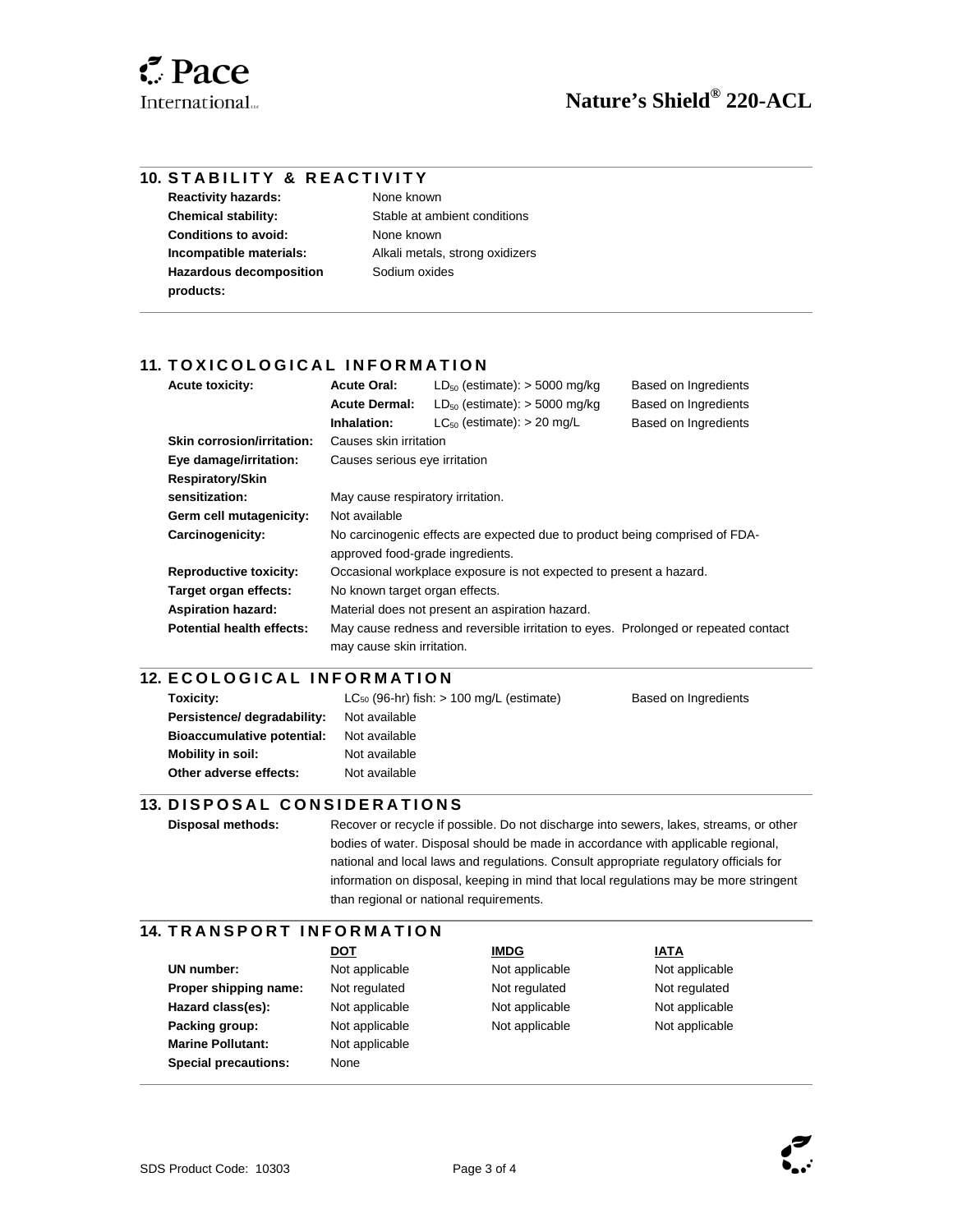## 10. STABILITY & REACTIVITY

| | |
|---|---|
| **Reactivity hazards:** | None known |
| **Chemical stability:** | Stable at ambient conditions |
| **Conditions to avoid:** | None known |
| **Incompatible materials:** | Alkali metals, strong oxidizers |
| **Hazardous decomposition products:** | Sodium oxides |

## 11. TOXICOLOGICAL INFORMATION

| | | | |
|---|---|---|---|
| **Acute toxicity:** | **Acute Oral:** | $LD_{50}$ (estimate): > 5000 mg/kg | Based on Ingredients |
| | **Acute Dermal:** | $LD_{50}$ (estimate): > 5000 mg/kg | Based on Ingredients |
| | **Inhalation:** | $LC_{50}$ (estimate): > 20 mg/L | Based on Ingredients |
| **Skin corrosion/irritation:** | Causes skin irritation | | |
| **Eye damage/irritation:** | Causes serious eye irritation | | |
| **Respiratory/Skin sensitization:** | May cause respiratory irritation. | | |
| **Germ cell mutagenicity:** | Not available | | |
| **Carcinogenicity:** | No carcinogenic effects are expected due to product being comprised of FDA-approved food-grade ingredients. | | |
| **Reproductive toxicity:** | Occasional workplace exposure is not expected to present a hazard. | | |
| **Target organ effects:** | No known target organ effects. | | |
| **Aspiration hazard:** | Material does not present an aspiration hazard. | | |
| **Potential health effects:** | May cause redness and reversible irritation to eyes. Prolonged or repeated contact may cause skin irritation. | | |

## 12. ECOLOGICAL INFORMATION

| | | |
|---|---|---|
| **Toxicity:** | $LC_{50}$ (96-hr) fish: > 100 mg/L (estimate) | Based on Ingredients |
| **Persistence/ degradability:** | Not available | |
| **Bioaccumulative potential:** | Not available | |
| **Mobility in soil:** | Not available | |
| **Other adverse effects:** | Not available | |

## 13. DISPOSAL CONSIDERATIONS

**Disposal methods:** Recover or recycle if possible. Do not discharge into sewers, lakes, streams, or other bodies of water. Disposal should be made in accordance with applicable regional, national and local laws and regulations. Consult appropriate regulatory officials for information on disposal, keeping in mind that local regulations may be more stringent than regional or national requirements.

## 14. TRANSPORT INFORMATION

| | DOT | IMDG | IATA |
|---|---|---|---|
| **UN number:** | Not applicable | Not applicable | Not applicable |
| **Proper shipping name:** | Not regulated | Not regulated | Not regulated |
| **Hazard class(es):** | Not applicable | Not applicable | Not applicable |
| **Packing group:** | Not applicable | Not applicable | Not applicable |
| **Marine Pollutant:** | Not applicable | | |
| **Special precautions:** | None | | |

SDS Product Code: 10303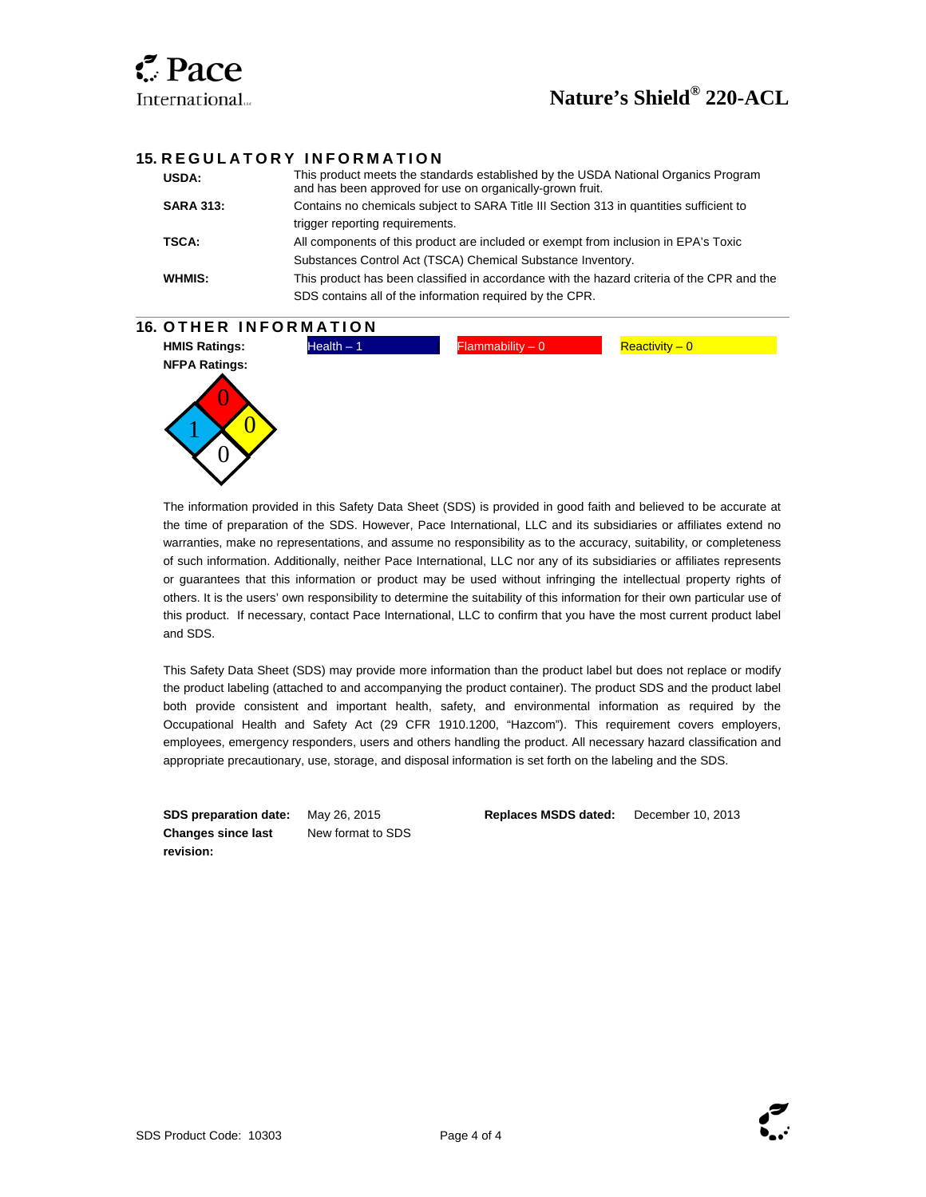## 15. REGULATORY INFORMATION

| | |
|---|---|
| **USDA:** | This product meets the standards established by the USDA National Organics Program and has been approved for use on organically-grown fruit. |
| **SARA 313:** | Contains no chemicals subject to SARA Title III Section 313 in quantities sufficient to trigger reporting requirements. |
| **TSCA:** | All components of this product are included or exempt from inclusion in EPA's Toxic Substances Control Act (TSCA) Chemical Substance Inventory. |
| **WHMIS:** | This product has been classified in accordance with the hazard criteria of the CPR and the SDS contains all of the information required by the CPR. |

## 16. OTHER INFORMATION

**HMIS Ratings:** Health – 1 | Flammability – 0 | Reactivity – 0

**NFPA Ratings:**

0

1 0

0

The information provided in this Safety Data Sheet (SDS) is provided in good faith and believed to be accurate at the time of preparation of the SDS. However, Pace International, LLC and its subsidiaries or affiliates extend no warranties, make no representations, and assume no responsibility as to the accuracy, suitability, or completeness of such information. Additionally, neither Pace International, LLC nor any of its subsidiaries or affiliates represents or guarantees that this information or product may be used without infringing the intellectual property rights of others. It is the users' own responsibility to determine the suitability of this information for their own particular use of this product. If necessary, contact Pace International, LLC to confirm that you have the most current product label and SDS.

This Safety Data Sheet (SDS) may provide more information than the product label but does not replace or modify the product labeling (attached to and accompanying the product container). The product SDS and the product label both provide consistent and important health, safety, and environmental information as required by the Occupational Health and Safety Act (29 CFR 1910.1200, "Hazcom"). This requirement covers employers, employees, emergency responders, users and others handling the product. All necessary hazard classification and appropriate precautionary, use, storage, and disposal information is set forth on the labeling and the SDS.

**SDS preparation date:** May 26, 2015

**Replaces MSDS dated:** December 10, 2013

**Changes since last revision:** New format to SDS